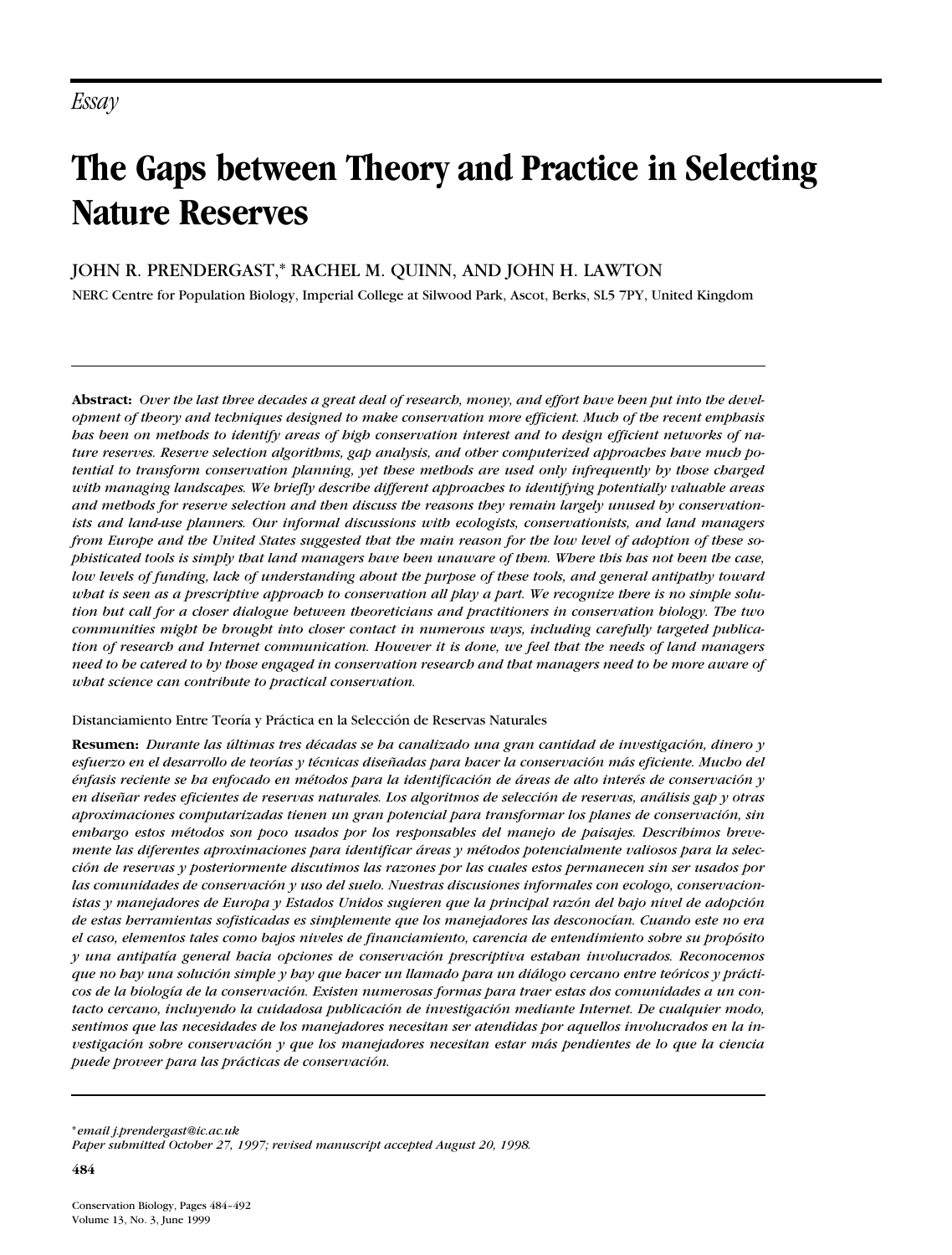*Essay*

# The Gaps between Theory and Practice in Selecting Nature Reserves

JOHN R. PRENDERGAST,* RACHEL M. QUINN, AND JOHN H. LAWTON

NERC Centre for Population Biology, Imperial College at Silwood Park, Ascot, Berks, SL5 7PY, United Kingdom

---

**Abstract:** *Over the last three decades a great deal of research, money, and effort have been put into the development of theory and techniques designed to make conservation more efficient. Much of the recent emphasis has been on methods to identify areas of high conservation interest and to design efficient networks of nature reserves. Reserve selection algorithms, gap analysis, and other computerized approaches have much potential to transform conservation planning, yet these methods are used only infrequently by those charged with managing landscapes. We briefly describe different approaches to identifying potentially valuable areas and methods for reserve selection and then discuss the reasons they remain largely unused by conservationists and land-use planners. Our informal discussions with ecologists, conservationists, and land managers from Europe and the United States suggested that the main reason for the low level of adoption of these sophisticated tools is simply that land managers have been unaware of them. Where this has not been the case, low levels of funding, lack of understanding about the purpose of these tools, and general antipathy toward what is seen as a prescriptive approach to conservation all play a part. We recognize there is no simple solution but call for a closer dialogue between theoreticians and practitioners in conservation biology. The two communities might be brought into closer contact in numerous ways, including carefully targeted publication of research and Internet communication. However it is done, we feel that the needs of land managers need to be catered to by those engaged in conservation research and that managers need to be more aware of what science can contribute to practical conservation.*

Distanciamiento Entre Teoría y Práctica en la Selección de Reservas Naturales

**Resumen:** *Durante las últimas tres décadas se ha canalizado una gran cantidad de investigación, dinero y esfuerzo en el desarrollo de teorías y técnicas diseñadas para hacer la conservación más eficiente. Mucho del énfasis reciente se ha enfocado en métodos para la identificación de áreas de alto interés de conservación y en diseñar redes eficientes de reservas naturales. Los algoritmos de selección de reservas, análisis gap y otras aproximaciones computarizadas tienen un gran potencial para transformar los planes de conservación, sin embargo estos métodos son poco usados por los responsables del manejo de paisajes. Describimos brevemente las diferentes aproximaciones para identificar áreas y métodos potencialmente valiosos para la selección de reservas y posteriormente discutimos las razones por las cuales estos permanecen sin ser usados por las comunidades de conservación y uso del suelo. Nuestras discusiones informales con ecologo, conservacionistas y manejadores de Europa y Estados Unidos sugieren que la principal razón del bajo nivel de adopción de estas herramientas sofisticadas es simplemente que los manejadores las desconocían. Cuando este no era el caso, elementos tales como bajos niveles de financiamiento, carencia de entendimiento sobre su propósito y una antipatía general hacia opciones de conservación prescriptiva estaban involucrados. Reconocemos que no hay una solución simple y hay que hacer un llamado para un diálogo cercano entre teóricos y prácticos de la biología de la conservación. Existen numerosas formas para traer estas dos comunidades a un contacto cercano, incluyendo la cuidadosa publicación de investigación mediante Internet. De cualquier modo, sentimos que las necesidades de los manejadores necesitan ser atendidas por aquellos involucrados en la investigación sobre conservación y que los manejadores necesitan estar más pendientes de lo que la ciencia puede proveer para las prácticas de conservación.*

---

*email j.prendergast@ic.ac.uk
*Paper submitted October 27, 1997; revised manuscript accepted August 20, 1998.*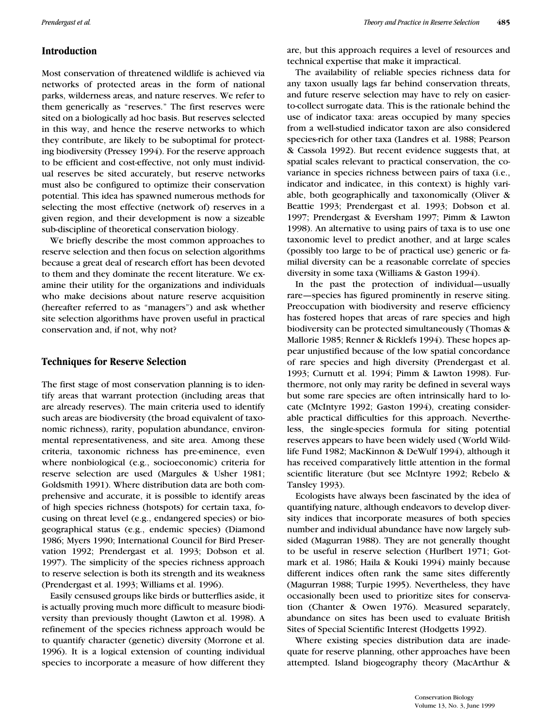## Introduction

Most conservation of threatened wildlife is achieved via networks of protected areas in the form of national parks, wilderness areas, and nature reserves. We refer to them generically as "reserves." The first reserves were sited on a biologically ad hoc basis. But reserves selected in this way, and hence the reserve networks to which they contribute, are likely to be suboptimal for protecting biodiversity (Pressey 1994). For the reserve approach to be efficient and cost-effective, not only must individual reserves be sited accurately, but reserve networks must also be configured to optimize their conservation potential. This idea has spawned numerous methods for selecting the most effective (network of) reserves in a given region, and their development is now a sizeable sub-discipline of theoretical conservation biology.

We briefly describe the most common approaches to reserve selection and then focus on selection algorithms because a great deal of research effort has been devoted to them and they dominate the recent literature. We examine their utility for the organizations and individuals who make decisions about nature reserve acquisition (hereafter referred to as "managers") and ask whether site selection algorithms have proven useful in practical conservation and, if not, why not?

## Techniques for Reserve Selection

The first stage of most conservation planning is to identify areas that warrant protection (including areas that are already reserves). The main criteria used to identify such areas are biodiversity (the broad equivalent of taxonomic richness), rarity, population abundance, environmental representativeness, and site area. Among these criteria, taxonomic richness has pre-eminence, even where nonbiological (e.g., socioeconomic) criteria for reserve selection are used (Margules & Usher 1981; Goldsmith 1991). Where distribution data are both comprehensive and accurate, it is possible to identify areas of high species richness (hotspots) for certain taxa, focusing on threat level (e.g., endangered species) or biogeographical status (e.g., endemic species) (Diamond 1986; Myers 1990; International Council for Bird Preservation 1992; Prendergast et al. 1993; Dobson et al. 1997). The simplicity of the species richness approach to reserve selection is both its strength and its weakness (Prendergast et al. 1993; Williams et al. 1996).

Easily censused groups like birds or butterflies aside, it is actually proving much more difficult to measure biodiversity than previously thought (Lawton et al. 1998). A refinement of the species richness approach would be to quantify character (genetic) diversity (Morrone et al. 1996). It is a logical extension of counting individual species to incorporate a measure of how different they are, but this approach requires a level of resources and technical expertise that make it impractical.

The availability of reliable species richness data for any taxon usually lags far behind conservation threats, and future reserve selection may have to rely on easier-to-collect surrogate data. This is the rationale behind the use of indicator taxa: areas occupied by many species from a well-studied indicator taxon are also considered species-rich for other taxa (Landres et al. 1988; Pearson & Cassola 1992). But recent evidence suggests that, at spatial scales relevant to practical conservation, the covariance in species richness between pairs of taxa (i.e., indicator and indicatee, in this context) is highly variable, both geographically and taxonomically (Oliver & Beattie 1993; Prendergast et al. 1993; Dobson et al. 1997; Prendergast & Eversham 1997; Pimm & Lawton 1998). An alternative to using pairs of taxa is to use one taxonomic level to predict another, and at large scales (possibly too large to be of practical use) generic or familial diversity can be a reasonable correlate of species diversity in some taxa (Williams & Gaston 1994).

In the past the protection of individual—usually rare—species has figured prominently in reserve siting. Preoccupation with biodiversity and reserve efficiency has fostered hopes that areas of rare species and high biodiversity can be protected simultaneously (Thomas & Mallorie 1985; Renner & Ricklefs 1994). These hopes appear unjustified because of the low spatial concordance of rare species and high diversity (Prendergast et al. 1993; Curnutt et al. 1994; Pimm & Lawton 1998). Furthermore, not only may rarity be defined in several ways but some rare species are often intrinsically hard to locate (McIntyre 1992; Gaston 1994), creating considerable practical difficulties for this approach. Nevertheless, the single-species formula for siting potential reserves appears to have been widely used (World Wildlife Fund 1982; MacKinnon & DeWulf 1994), although it has received comparatively little attention in the formal scientific literature (but see McIntyre 1992; Rebelo & Tansley 1993).

Ecologists have always been fascinated by the idea of quantifying nature, although endeavors to develop diversity indices that incorporate measures of both species number and individual abundance have now largely subsided (Magurran 1988). They are not generally thought to be useful in reserve selection (Hurlbert 1971; Gotmark et al. 1986; Haila & Kouki 1994) mainly because different indices often rank the same sites differently (Magurran 1988; Turpie 1995). Nevertheless, they have occasionally been used to prioritize sites for conservation (Chanter & Owen 1976). Measured separately, abundance on sites has been used to evaluate British Sites of Special Scientific Interest (Hodgetts 1992).

Where existing species distribution data are inadequate for reserve planning, other approaches have been attempted. Island biogeography theory (MacArthur &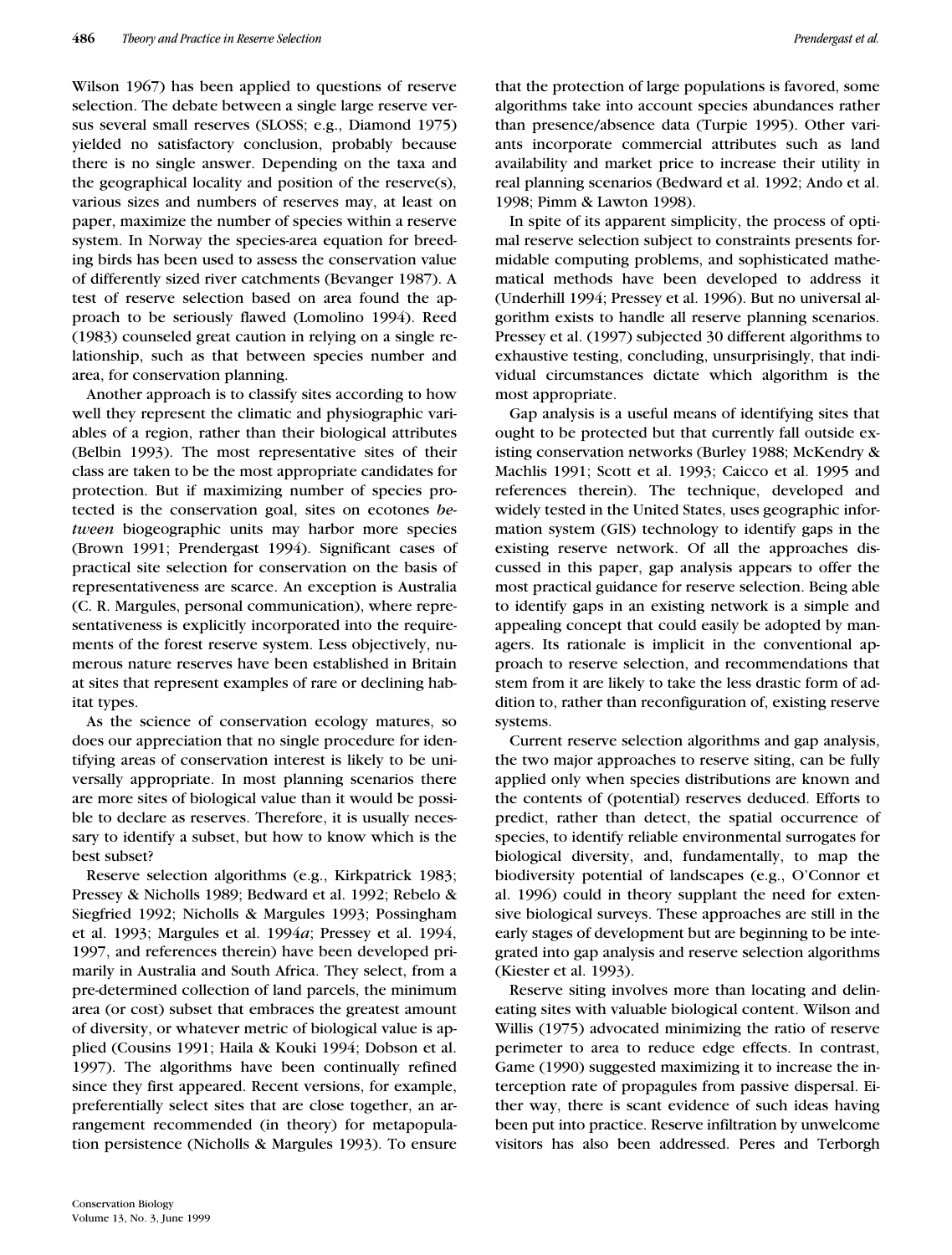Wilson 1967) has been applied to questions of reserve selection. The debate between a single large reserve versus several small reserves (SLOSS; e.g., Diamond 1975) yielded no satisfactory conclusion, probably because there is no single answer. Depending on the taxa and the geographical locality and position of the reserve(s), various sizes and numbers of reserves may, at least on paper, maximize the number of species within a reserve system. In Norway the species-area equation for breeding birds has been used to assess the conservation value of differently sized river catchments (Bevanger 1987). A test of reserve selection based on area found the approach to be seriously flawed (Lomolino 1994). Reed (1983) counseled great caution in relying on a single relationship, such as that between species number and area, for conservation planning.

Another approach is to classify sites according to how well they represent the climatic and physiographic variables of a region, rather than their biological attributes (Belbin 1993). The most representative sites of their class are taken to be the most appropriate candidates for protection. But if maximizing number of species protected is the conservation goal, sites on ecotones *between* biogeographic units may harbor more species (Brown 1991; Prendergast 1994). Significant cases of practical site selection for conservation on the basis of representativeness are scarce. An exception is Australia (C. R. Margules, personal communication), where representativeness is explicitly incorporated into the requirements of the forest reserve system. Less objectively, numerous nature reserves have been established in Britain at sites that represent examples of rare or declining habitat types.

As the science of conservation ecology matures, so does our appreciation that no single procedure for identifying areas of conservation interest is likely to be universally appropriate. In most planning scenarios there are more sites of biological value than it would be possible to declare as reserves. Therefore, it is usually necessary to identify a subset, but how to know which is the best subset?

Reserve selection algorithms (e.g., Kirkpatrick 1983; Pressey & Nicholls 1989; Bedward et al. 1992; Rebelo & Siegfried 1992; Nicholls & Margules 1993; Possingham et al. 1993; Margules et al. 1994*a*; Pressey et al. 1994, 1997, and references therein) have been developed primarily in Australia and South Africa. They select, from a pre-determined collection of land parcels, the minimum area (or cost) subset that embraces the greatest amount of diversity, or whatever metric of biological value is applied (Cousins 1991; Haila & Kouki 1994; Dobson et al. 1997). The algorithms have been continually refined since they first appeared. Recent versions, for example, preferentially select sites that are close together, an arrangement recommended (in theory) for metapopulation persistence (Nicholls & Margules 1993). To ensure that the protection of large populations is favored, some algorithms take into account species abundances rather than presence/absence data (Turpie 1995). Other variants incorporate commercial attributes such as land availability and market price to increase their utility in real planning scenarios (Bedward et al. 1992; Ando et al. 1998; Pimm & Lawton 1998).

In spite of its apparent simplicity, the process of optimal reserve selection subject to constraints presents formidable computing problems, and sophisticated mathematical methods have been developed to address it (Underhill 1994; Pressey et al. 1996). But no universal algorithm exists to handle all reserve planning scenarios. Pressey et al. (1997) subjected 30 different algorithms to exhaustive testing, concluding, unsurprisingly, that individual circumstances dictate which algorithm is the most appropriate.

Gap analysis is a useful means of identifying sites that ought to be protected but that currently fall outside existing conservation networks (Burley 1988; McKendry & Machlis 1991; Scott et al. 1993; Caicco et al. 1995 and references therein). The technique, developed and widely tested in the United States, uses geographic information system (GIS) technology to identify gaps in the existing reserve network. Of all the approaches discussed in this paper, gap analysis appears to offer the most practical guidance for reserve selection. Being able to identify gaps in an existing network is a simple and appealing concept that could easily be adopted by managers. Its rationale is implicit in the conventional approach to reserve selection, and recommendations that stem from it are likely to take the less drastic form of addition to, rather than reconfiguration of, existing reserve systems.

Current reserve selection algorithms and gap analysis, the two major approaches to reserve siting, can be fully applied only when species distributions are known and the contents of (potential) reserves deduced. Efforts to predict, rather than detect, the spatial occurrence of species, to identify reliable environmental surrogates for biological diversity, and, fundamentally, to map the biodiversity potential of landscapes (e.g., O'Connor et al. 1996) could in theory supplant the need for extensive biological surveys. These approaches are still in the early stages of development but are beginning to be integrated into gap analysis and reserve selection algorithms (Kiester et al. 1993).

Reserve siting involves more than locating and delineating sites with valuable biological content. Wilson and Willis (1975) advocated minimizing the ratio of reserve perimeter to area to reduce edge effects. In contrast, Game (1990) suggested maximizing it to increase the interception rate of propagules from passive dispersal. Either way, there is scant evidence of such ideas having been put into practice. Reserve infiltration by unwelcome visitors has also been addressed. Peres and Terborgh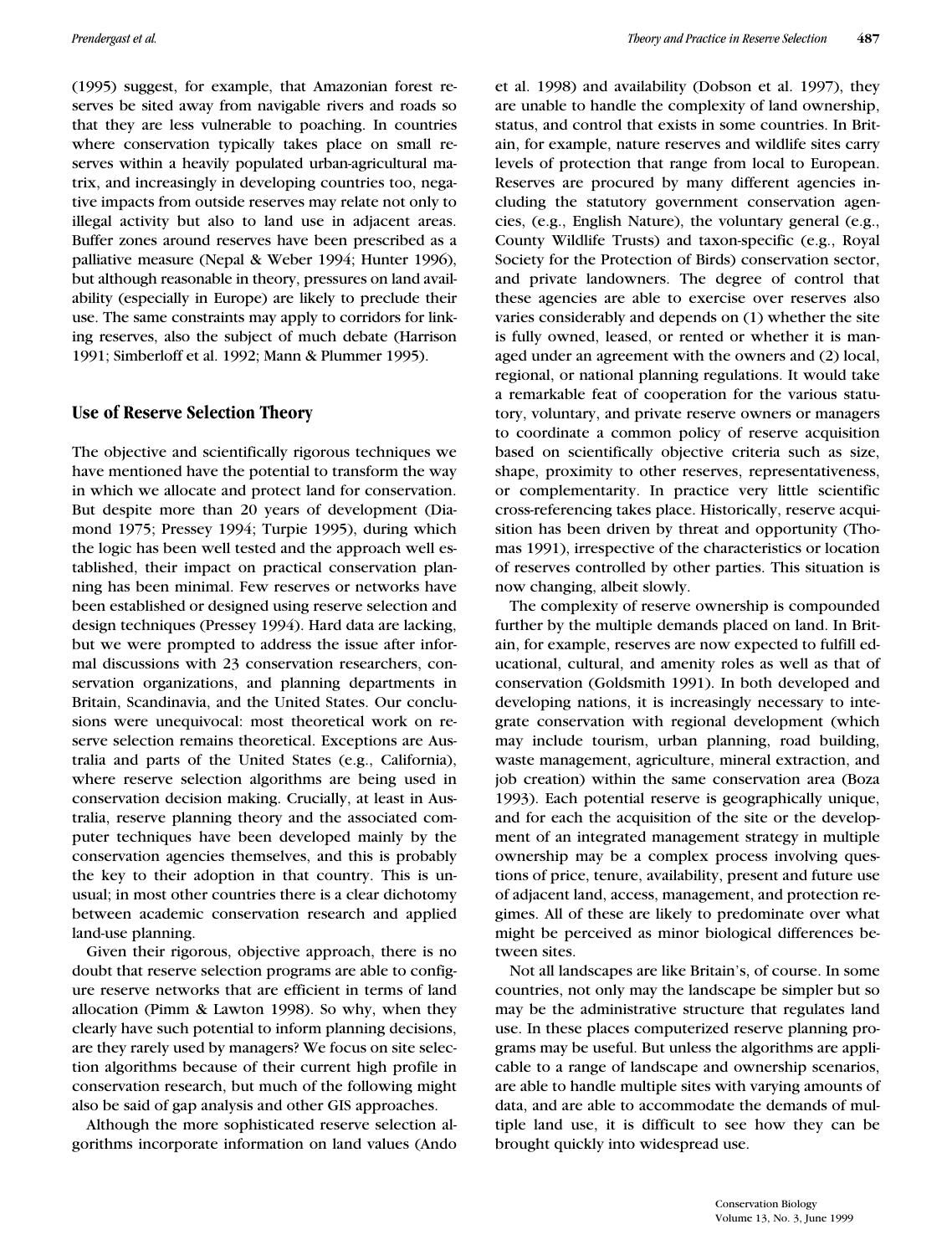(1995) suggest, for example, that Amazonian forest reserves be sited away from navigable rivers and roads so that they are less vulnerable to poaching. In countries where conservation typically takes place on small reserves within a heavily populated urban-agricultural matrix, and increasingly in developing countries too, negative impacts from outside reserves may relate not only to illegal activity but also to land use in adjacent areas. Buffer zones around reserves have been prescribed as a palliative measure (Nepal & Weber 1994; Hunter 1996), but although reasonable in theory, pressures on land availability (especially in Europe) are likely to preclude their use. The same constraints may apply to corridors for linking reserves, also the subject of much debate (Harrison 1991; Simberloff et al. 1992; Mann & Plummer 1995).

## Use of Reserve Selection Theory

The objective and scientifically rigorous techniques we have mentioned have the potential to transform the way in which we allocate and protect land for conservation. But despite more than 20 years of development (Diamond 1975; Pressey 1994; Turpie 1995), during which the logic has been well tested and the approach well established, their impact on practical conservation planning has been minimal. Few reserves or networks have been established or designed using reserve selection and design techniques (Pressey 1994). Hard data are lacking, but we were prompted to address the issue after informal discussions with 23 conservation researchers, conservation organizations, and planning departments in Britain, Scandinavia, and the United States. Our conclusions were unequivocal: most theoretical work on reserve selection remains theoretical. Exceptions are Australia and parts of the United States (e.g., California), where reserve selection algorithms are being used in conservation decision making. Crucially, at least in Australia, reserve planning theory and the associated computer techniques have been developed mainly by the conservation agencies themselves, and this is probably the key to their adoption in that country. This is unusual; in most other countries there is a clear dichotomy between academic conservation research and applied land-use planning.

Given their rigorous, objective approach, there is no doubt that reserve selection programs are able to configure reserve networks that are efficient in terms of land allocation (Pimm & Lawton 1998). So why, when they clearly have such potential to inform planning decisions, are they rarely used by managers? We focus on site selection algorithms because of their current high profile in conservation research, but much of the following might also be said of gap analysis and other GIS approaches.

Although the more sophisticated reserve selection algorithms incorporate information on land values (Ando et al. 1998) and availability (Dobson et al. 1997), they are unable to handle the complexity of land ownership, status, and control that exists in some countries. In Britain, for example, nature reserves and wildlife sites carry levels of protection that range from local to European. Reserves are procured by many different agencies including the statutory government conservation agencies, (e.g., English Nature), the voluntary general (e.g., County Wildlife Trusts) and taxon-specific (e.g., Royal Society for the Protection of Birds) conservation sector, and private landowners. The degree of control that these agencies are able to exercise over reserves also varies considerably and depends on (1) whether the site is fully owned, leased, or rented or whether it is managed under an agreement with the owners and (2) local, regional, or national planning regulations. It would take a remarkable feat of cooperation for the various statutory, voluntary, and private reserve owners or managers to coordinate a common policy of reserve acquisition based on scientifically objective criteria such as size, shape, proximity to other reserves, representativeness, or complementarity. In practice very little scientific cross-referencing takes place. Historically, reserve acquisition has been driven by threat and opportunity (Thomas 1991), irrespective of the characteristics or location of reserves controlled by other parties. This situation is now changing, albeit slowly.

The complexity of reserve ownership is compounded further by the multiple demands placed on land. In Britain, for example, reserves are now expected to fulfill educational, cultural, and amenity roles as well as that of conservation (Goldsmith 1991). In both developed and developing nations, it is increasingly necessary to integrate conservation with regional development (which may include tourism, urban planning, road building, waste management, agriculture, mineral extraction, and job creation) within the same conservation area (Boza 1993). Each potential reserve is geographically unique, and for each the acquisition of the site or the development of an integrated management strategy in multiple ownership may be a complex process involving questions of price, tenure, availability, present and future use of adjacent land, access, management, and protection regimes. All of these are likely to predominate over what might be perceived as minor biological differences between sites.

Not all landscapes are like Britain's, of course. In some countries, not only may the landscape be simpler but so may be the administrative structure that regulates land use. In these places computerized reserve planning programs may be useful. But unless the algorithms are applicable to a range of landscape and ownership scenarios, are able to handle multiple sites with varying amounts of data, and are able to accommodate the demands of multiple land use, it is difficult to see how they can be brought quickly into widespread use.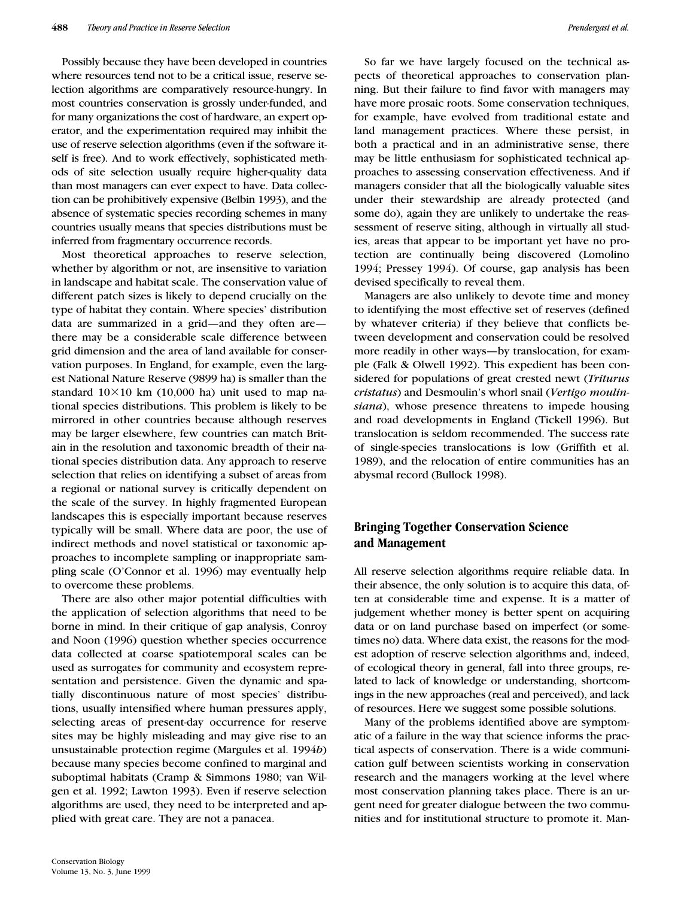Possibly because they have been developed in countries where resources tend not to be a critical issue, reserve selection algorithms are comparatively resource-hungry. In most countries conservation is grossly under-funded, and for many organizations the cost of hardware, an expert operator, and the experimentation required may inhibit the use of reserve selection algorithms (even if the software itself is free). And to work effectively, sophisticated methods of site selection usually require higher-quality data than most managers can ever expect to have. Data collection can be prohibitively expensive (Belbin 1993), and the absence of systematic species recording schemes in many countries usually means that species distributions must be inferred from fragmentary occurrence records.

Most theoretical approaches to reserve selection, whether by algorithm or not, are insensitive to variation in landscape and habitat scale. The conservation value of different patch sizes is likely to depend crucially on the type of habitat they contain. Where species' distribution data are summarized in a grid—and they often are—there may be a considerable scale difference between grid dimension and the area of land available for conservation purposes. In England, for example, even the largest National Nature Reserve (9899 ha) is smaller than the standard 10×10 km (10,000 ha) unit used to map national species distributions. This problem is likely to be mirrored in other countries because although reserves may be larger elsewhere, few countries can match Britain in the resolution and taxonomic breadth of their national species distribution data. Any approach to reserve selection that relies on identifying a subset of areas from a regional or national survey is critically dependent on the scale of the survey. In highly fragmented European landscapes this is especially important because reserves typically will be small. Where data are poor, the use of indirect methods and novel statistical or taxonomic approaches to incomplete sampling or inappropriate sampling scale (O'Connor et al. 1996) may eventually help to overcome these problems.

There are also other major potential difficulties with the application of selection algorithms that need to be borne in mind. In their critique of gap analysis, Conroy and Noon (1996) question whether species occurrence data collected at coarse spatiotemporal scales can be used as surrogates for community and ecosystem representation and persistence. Given the dynamic and spatially discontinuous nature of most species' distributions, usually intensified where human pressures apply, selecting areas of present-day occurrence for reserve sites may be highly misleading and may give rise to an unsustainable protection regime (Margules et al. 1994*b*) because many species become confined to marginal and suboptimal habitats (Cramp & Simmons 1980; van Wilgen et al. 1992; Lawton 1993). Even if reserve selection algorithms are used, they need to be interpreted and applied with great care. They are not a panacea.

So far we have largely focused on the technical aspects of theoretical approaches to conservation planning. But their failure to find favor with managers may have more prosaic roots. Some conservation techniques, for example, have evolved from traditional estate and land management practices. Where these persist, in both a practical and in an administrative sense, there may be little enthusiasm for sophisticated technical approaches to assessing conservation effectiveness. And if managers consider that all the biologically valuable sites under their stewardship are already protected (and some do), again they are unlikely to undertake the reassessment of reserve siting, although in virtually all studies, areas that appear to be important yet have no protection are continually being discovered (Lomolino 1994; Pressey 1994). Of course, gap analysis has been devised specifically to reveal them.

Managers are also unlikely to devote time and money to identifying the most effective set of reserves (defined by whatever criteria) if they believe that conflicts between development and conservation could be resolved more readily in other ways—by translocation, for example (Falk & Olwell 1992). This expedient has been considered for populations of great crested newt (*Triturus cristatus*) and Desmoulin's whorl snail (*Vertigo moulinsiana*), whose presence threatens to impede housing and road developments in England (Tickell 1996). But translocation is seldom recommended. The success rate of single-species translocations is low (Griffith et al. 1989), and the relocation of entire communities has an abysmal record (Bullock 1998).

## Bringing Together Conservation Science and Management

All reserve selection algorithms require reliable data. In their absence, the only solution is to acquire this data, often at considerable time and expense. It is a matter of judgement whether money is better spent on acquiring data or on land purchase based on imperfect (or sometimes no) data. Where data exist, the reasons for the modest adoption of reserve selection algorithms and, indeed, of ecological theory in general, fall into three groups, related to lack of knowledge or understanding, shortcomings in the new approaches (real and perceived), and lack of resources. Here we suggest some possible solutions.

Many of the problems identified above are symptomatic of a failure in the way that science informs the practical aspects of conservation. There is a wide communication gulf between scientists working in conservation research and the managers working at the level where most conservation planning takes place. There is an urgent need for greater dialogue between the two communities and for institutional structure to promote it. Man-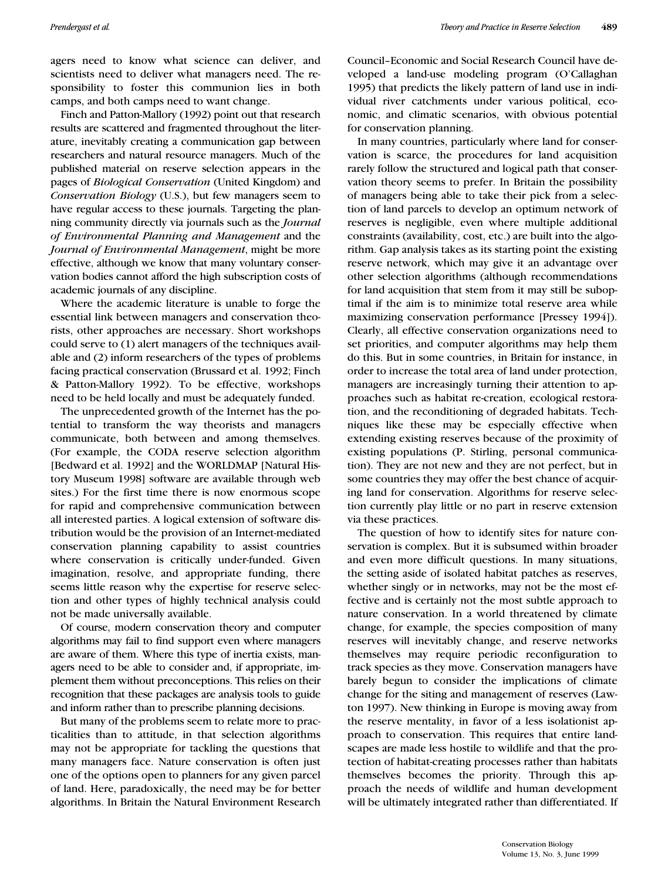agers need to know what science can deliver, and scientists need to deliver what managers need. The responsibility to foster this communion lies in both camps, and both camps need to want change.

Finch and Patton-Mallory (1992) point out that research results are scattered and fragmented throughout the literature, inevitably creating a communication gap between researchers and natural resource managers. Much of the published material on reserve selection appears in the pages of *Biological Conservation* (United Kingdom) and *Conservation Biology* (U.S.), but few managers seem to have regular access to these journals. Targeting the planning community directly via journals such as the *Journal of Environmental Planning and Management* and the *Journal of Environmental Management*, might be more effective, although we know that many voluntary conservation bodies cannot afford the high subscription costs of academic journals of any discipline.

Where the academic literature is unable to forge the essential link between managers and conservation theorists, other approaches are necessary. Short workshops could serve to (1) alert managers of the techniques available and (2) inform researchers of the types of problems facing practical conservation (Brussard et al. 1992; Finch & Patton-Mallory 1992). To be effective, workshops need to be held locally and must be adequately funded.

The unprecedented growth of the Internet has the potential to transform the way theorists and managers communicate, both between and among themselves. (For example, the CODA reserve selection algorithm [Bedward et al. 1992] and the WORLDMAP [Natural History Museum 1998] software are available through web sites.) For the first time there is now enormous scope for rapid and comprehensive communication between all interested parties. A logical extension of software distribution would be the provision of an Internet-mediated conservation planning capability to assist countries where conservation is critically under-funded. Given imagination, resolve, and appropriate funding, there seems little reason why the expertise for reserve selection and other types of highly technical analysis could not be made universally available.

Of course, modern conservation theory and computer algorithms may fail to find support even where managers are aware of them. Where this type of inertia exists, managers need to be able to consider and, if appropriate, implement them without preconceptions. This relies on their recognition that these packages are analysis tools to guide and inform rather than to prescribe planning decisions.

But many of the problems seem to relate more to practicalities than to attitude, in that selection algorithms may not be appropriate for tackling the questions that many managers face. Nature conservation is often just one of the options open to planners for any given parcel of land. Here, paradoxically, the need may be for better algorithms. In Britain the Natural Environment Research Council–Economic and Social Research Council have developed a land-use modeling program (O'Callaghan 1995) that predicts the likely pattern of land use in individual river catchments under various political, economic, and climatic scenarios, with obvious potential for conservation planning.

In many countries, particularly where land for conservation is scarce, the procedures for land acquisition rarely follow the structured and logical path that conservation theory seems to prefer. In Britain the possibility of managers being able to take their pick from a selection of land parcels to develop an optimum network of reserves is negligible, even where multiple additional constraints (availability, cost, etc.) are built into the algorithm. Gap analysis takes as its starting point the existing reserve network, which may give it an advantage over other selection algorithms (although recommendations for land acquisition that stem from it may still be suboptimal if the aim is to minimize total reserve area while maximizing conservation performance [Pressey 1994]). Clearly, all effective conservation organizations need to set priorities, and computer algorithms may help them do this. But in some countries, in Britain for instance, in order to increase the total area of land under protection, managers are increasingly turning their attention to approaches such as habitat re-creation, ecological restoration, and the reconditioning of degraded habitats. Techniques like these may be especially effective when extending existing reserves because of the proximity of existing populations (P. Stirling, personal communication). They are not new and they are not perfect, but in some countries they may offer the best chance of acquiring land for conservation. Algorithms for reserve selection currently play little or no part in reserve extension via these practices.

The question of how to identify sites for nature conservation is complex. But it is subsumed within broader and even more difficult questions. In many situations, the setting aside of isolated habitat patches as reserves, whether singly or in networks, may not be the most effective and is certainly not the most subtle approach to nature conservation. In a world threatened by climate change, for example, the species composition of many reserves will inevitably change, and reserve networks themselves may require periodic reconfiguration to track species as they move. Conservation managers have barely begun to consider the implications of climate change for the siting and management of reserves (Lawton 1997). New thinking in Europe is moving away from the reserve mentality, in favor of a less isolationist approach to conservation. This requires that entire landscapes are made less hostile to wildlife and that the protection of habitat-creating processes rather than habitats themselves becomes the priority. Through this approach the needs of wildlife and human development will be ultimately integrated rather than differentiated. If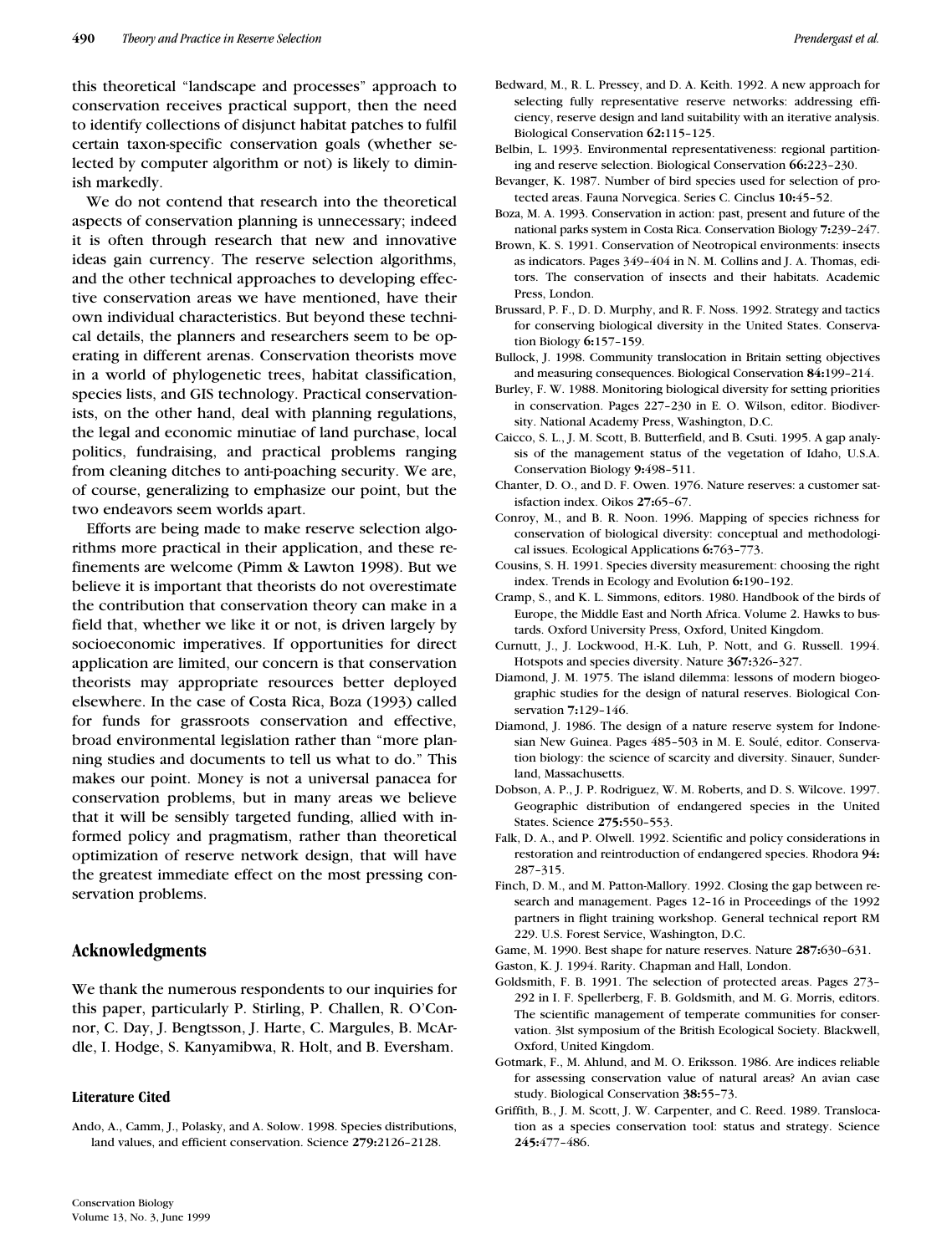this theoretical "landscape and processes" approach to conservation receives practical support, then the need to identify collections of disjunct habitat patches to fulfil certain taxon-specific conservation goals (whether selected by computer algorithm or not) is likely to diminish markedly.

We do not contend that research into the theoretical aspects of conservation planning is unnecessary; indeed it is often through research that new and innovative ideas gain currency. The reserve selection algorithms, and the other technical approaches to developing effective conservation areas we have mentioned, have their own individual characteristics. But beyond these technical details, the planners and researchers seem to be operating in different arenas. Conservation theorists move in a world of phylogenetic trees, habitat classification, species lists, and GIS technology. Practical conservationists, on the other hand, deal with planning regulations, the legal and economic minutiae of land purchase, local politics, fundraising, and practical problems ranging from cleaning ditches to anti-poaching security. We are, of course, generalizing to emphasize our point, but the two endeavors seem worlds apart.

Efforts are being made to make reserve selection algorithms more practical in their application, and these refinements are welcome (Pimm & Lawton 1998). But we believe it is important that theorists do not overestimate the contribution that conservation theory can make in a field that, whether we like it or not, is driven largely by socioeconomic imperatives. If opportunities for direct application are limited, our concern is that conservation theorists may appropriate resources better deployed elsewhere. In the case of Costa Rica, Boza (1993) called for funds for grassroots conservation and effective, broad environmental legislation rather than "more planning studies and documents to tell us what to do." This makes our point. Money is not a universal panacea for conservation problems, but in many areas we believe that it will be sensibly targeted funding, allied with informed policy and pragmatism, rather than theoretical optimization of reserve network design, that will have the greatest immediate effect on the most pressing conservation problems.

## Acknowledgments

We thank the numerous respondents to our inquiries for this paper, particularly P. Stirling, P. Challen, R. O'Connor, C. Day, J. Bengtsson, J. Harte, C. Margules, B. McArdle, I. Hodge, S. Kanyamibwa, R. Holt, and B. Eversham.

### Literature Cited

Ando, A., Camm, J., Polasky, and A. Solow. 1998. Species distributions, land values, and efficient conservation. Science **279:**2126–2128.

Bedward, M., R. L. Pressey, and D. A. Keith. 1992. A new approach for selecting fully representative reserve networks: addressing efficiency, reserve design and land suitability with an iterative analysis. Biological Conservation **62:**115–125.

Belbin, L. 1993. Environmental representativeness: regional partitioning and reserve selection. Biological Conservation **66:**223–230.

Bevanger, K. 1987. Number of bird species used for selection of protected areas. Fauna Norvegica. Series C. Cinclus **10:**45–52.

Boza, M. A. 1993. Conservation in action: past, present and future of the national parks system in Costa Rica. Conservation Biology **7:**239–247.

Brown, K. S. 1991. Conservation of Neotropical environments: insects as indicators. Pages 349–404 in N. M. Collins and J. A. Thomas, editors. The conservation of insects and their habitats. Academic Press, London.

Brussard, P. F., D. D. Murphy, and R. F. Noss. 1992. Strategy and tactics for conserving biological diversity in the United States. Conservation Biology **6:**157–159.

Bullock, J. 1998. Community translocation in Britain setting objectives and measuring consequences. Biological Conservation **84:**199–214.

Burley, F. W. 1988. Monitoring biological diversity for setting priorities in conservation. Pages 227–230 in E. O. Wilson, editor. Biodiversity. National Academy Press, Washington, D.C.

Caicco, S. L., J. M. Scott, B. Butterfield, and B. Csuti. 1995. A gap analysis of the management status of the vegetation of Idaho, U.S.A. Conservation Biology **9:**498–511.

Chanter, D. O., and D. F. Owen. 1976. Nature reserves: a customer satisfaction index. Oikos **27:**65–67.

Conroy, M., and B. R. Noon. 1996. Mapping of species richness for conservation of biological diversity: conceptual and methodological issues. Ecological Applications **6:**763–773.

Cousins, S. H. 1991. Species diversity measurement: choosing the right index. Trends in Ecology and Evolution **6:**190–192.

Cramp, S., and K. L. Simmons, editors. 1980. Handbook of the birds of Europe, the Middle East and North Africa. Volume 2. Hawks to bustards. Oxford University Press, Oxford, United Kingdom.

Curnutt, J., J. Lockwood, H.-K. Luh, P. Nott, and G. Russell. 1994. Hotspots and species diversity. Nature **367:**326–327.

Diamond, J. M. 1975. The island dilemma: lessons of modern biogeographic studies for the design of natural reserves. Biological Conservation **7:**129–146.

Diamond, J. 1986. The design of a nature reserve system for Indonesian New Guinea. Pages 485–503 in M. E. Soulé, editor. Conservation biology: the science of scarcity and diversity. Sinauer, Sunderland, Massachusetts.

Dobson, A. P., J. P. Rodriguez, W. M. Roberts, and D. S. Wilcove. 1997. Geographic distribution of endangered species in the United States. Science **275:**550–553.

Falk, D. A., and P. Olwell. 1992. Scientific and policy considerations in restoration and reintroduction of endangered species. Rhodora **94:** 287–315.

Finch, D. M., and M. Patton-Mallory. 1992. Closing the gap between research and management. Pages 12–16 in Proceedings of the 1992 partners in flight training workshop. General technical report RM 229. U.S. Forest Service, Washington, D.C.

Game, M. 1990. Best shape for nature reserves. Nature **287:**630–631.

Gaston, K. J. 1994. Rarity. Chapman and Hall, London.

Goldsmith, F. B. 1991. The selection of protected areas. Pages 273–292 in I. F. Spellerberg, F. B. Goldsmith, and M. G. Morris, editors. The scientific management of temperate communities for conservation. 3lst symposium of the British Ecological Society. Blackwell, Oxford, United Kingdom.

Gotmark, F., M. Ahlund, and M. O. Eriksson. 1986. Are indices reliable for assessing conservation value of natural areas? An avian case study. Biological Conservation **38:**55–73.

Griffith, B., J. M. Scott, J. W. Carpenter, and C. Reed. 1989. Translocation as a species conservation tool: status and strategy. Science **245:**477–486.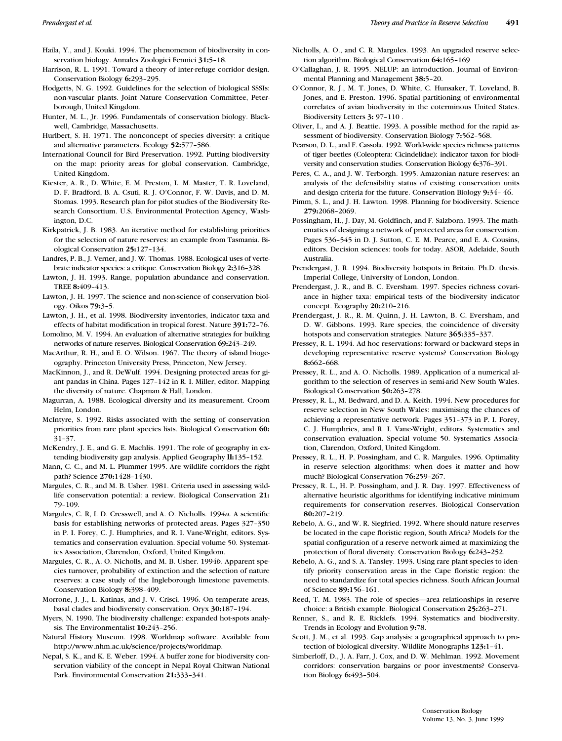Haila, Y., and J. Kouki. 1994. The phenomenon of biodiversity in conservation biology. Annales Zoologici Fennici **31:**5–18.

Harrison, R. L. 1991. Toward a theory of inter-refuge corridor design. Conservation Biology **6:**293–295.

Hodgetts, N. G. 1992. Guidelines for the selection of biological SSSIs: non-vascular plants. Joint Nature Conservation Committee, Peterborough, United Kingdom.

Hunter, M. L., Jr. 1996. Fundamentals of conservation biology. Blackwell, Cambridge, Massachusetts.

Hurlbert, S. H. 1971. The nonconcept of species diversity: a critique and alternative parameters. Ecology **52:**577–586.

International Council for Bird Preservation. 1992. Putting biodiversity on the map: priority areas for global conservation. Cambridge, United Kingdom.

Kiester, A. R., D. White, E. M. Preston, L. M. Master, T. R. Loveland, D. F. Bradford, B. A. Csuti, R. J. O'Connor, F. W. Davis, and D. M. Stomas. 1993. Research plan for pilot studies of the Biodiversity Research Consortium. U.S. Environmental Protection Agency, Washington, D.C.

Kirkpatrick, J. B. 1983. An iterative method for establishing priorities for the selection of nature reserves: an example from Tasmania. Biological Conservation **25:**127–134.

Landres, P. B., J. Verner, and J. W. Thomas. 1988. Ecological uses of vertebrate indicator species: a critique. Conservation Biology **2:**316–328.

Lawton, J. H. 1993. Range, population abundance and conservation. TREE **8:**409–413.

Lawton, J. H. 1997. The science and non-science of conservation biology. Oikos **79:**3–5.

Lawton, J. H., et al. 1998. Biodiversity inventories, indicator taxa and effects of habitat modification in tropical forest. Nature **391:**72–76.

Lomolino, M. V. 1994. An evaluation of alternative strategies for building networks of nature reserves. Biological Conservation **69:**243–249.

MacArthur, R. H., and E. O. Wilson. 1967. The theory of island biogeography. Princeton University Press, Princeton, New Jersey.

MacKinnon, J., and R. DeWulf. 1994. Designing protected areas for giant pandas in China. Pages 127–142 in R. I. Miller, editor. Mapping the diversity of nature. Chapman & Hall, London.

Magurran, A. 1988. Ecological diversity and its measurement. Croom Helm, London.

McIntyre, S. 1992. Risks associated with the setting of conservation priorities from rare plant species lists. Biological Conservation **60:** 31–37.

McKendry, J. E., and G. E. Machlis. 1991. The role of geography in extending biodiversity gap analysis. Applied Geography **ll:**135–152.

Mann, C. C., and M. L. Plummer 1995. Are wildlife corridors the right path? Science **270:**1428–1430.

Margules, C. R., and M. B. Usher. 1981. Criteria used in assessing wildlife conservation potential: a review. Biological Conservation **21:** 79–109.

Margules, C. R, I. D. Cresswell, and A. O. Nicholls. 1994*a.* A scientific basis for establishing networks of protected areas. Pages 327–350 in P. I. Forey, C. J. Humphries, and R. I. Vane-Wright, editors. Systematics and conservation evaluation. Special volume 50. Systematics Association, Clarendon, Oxford, United Kingdom.

Margules, C. R., A. O. Nicholls, and M. B. Usher. 1994*b.* Apparent species turnover, probability of extinction and the selection of nature reserves: a case study of the Ingleborough limestone pavements. Conservation Biology **8:**398–409.

Morrone, J. J., L. Katinas, and J. V. Crisci. 1996. On temperate areas, basal clades and biodiversity conservation. Oryx **30:**187–194.

Myers, N. 1990. The biodiversity challenge: expanded hot-spots analysis. The Environmentalist **10:**243–256.

Natural History Museum. 1998. Worldmap software. Available from http://www.nhm.ac.uk/science/projects/worldmap.

Nepal, S. K., and K. E. Weber. 1994. A buffer zone for biodiversity conservation viability of the concept in Nepal Royal Chitwan National Park. Environmental Conservation **21:**333–341.

Nicholls, A. O., and C. R. Margules. 1993. An upgraded reserve selection algorithm. Biological Conservation **64:**165–169

O'Callaghan, J. R. 1995. NELUP: an introduction. Journal of Environmental Planning and Management **38:**5–20.

O'Connor, R. J., M. T. Jones, D. White, C. Hunsaker, T. Loveland, B. Jones, and E. Preston. 1996. Spatial partitioning of environmental correlates of avian biodiversity in the coterminous United States. Biodiversity Letters **3:** 97–110 .

Oliver, I., and A. J. Beattie. 1993. A possible method for the rapid assessment of biodiversity. Conservation Biology **7:**562–568.

Pearson, D. L., and F. Cassola. 1992. World-wide species richness patterns of tiger beetles (Coleoptera: Cicindelidae): indicator taxon for biodiversity and conservation studies. Conservation Biology **6:**376–391.

Peres, C. A., and J. W. Terborgh. 1995. Amazonian nature reserves: an analysis of the defensibility status of existing conservation units and design criteria for the future. Conservation Biology **9:**34– 46.

Pimm, S. L., and J. H. Lawton. 1998. Planning for biodiversity. Science **279:**2068–2069.

Possingham, H., J. Day, M. Goldfinch, and F. Salzborn. 1993. The mathematics of designing a network of protected areas for conservation. Pages 536–545 in D. J. Sutton, C. E. M. Pearce, and E. A. Cousins, editors. Decision sciences: tools for today. ASOR, Adelaide, South Australia.

Prendergast, J. R. 1994. Biodiversity hotspots in Britain. Ph.D. thesis. Imperial College, University of London, London.

Prendergast, J. R., and B. C. Eversham. 1997. Species richness covariance in higher taxa: empirical tests of the biodiversity indicator concept. Ecography **20:**210–216.

Prendergast, J. R., R. M. Quinn, J. H. Lawton, B. C. Eversham, and D. W. Gibbons. 1993. Rare species, the coincidence of diversity hotspots and conservation strategies. Nature **365:**335–337.

Pressey, R. L. 1994. Ad hoc reservations: forward or backward steps in developing representative reserve systems? Conservation Biology **8:**662–668.

Pressey, R. L., and A. O. Nicholls. 1989. Application of a numerical algorithm to the selection of reserves in semi-arid New South Wales. Biological Conservation **50:**263–278.

Pressey, R. L., M. Bedward, and D. A. Keith. 1994. New procedures for reserve selection in New South Wales: maximising the chances of achieving a representative network. Pages 351–373 in P. I. Forey, C. J. Humphries, and R. I. Vane-Wright, editors. Systematics and conservation evaluation. Special volume 50. Systematics Association, Clarendon, Oxford, United Kingdom.

Pressey, R. L., H. P. Possingham, and C. R. Margules. 1996. Optimality in reserve selection algorithms: when does it matter and how much? Biological Conservation **76:**259–267.

Pressey, R. L., H. P. Possingham, and J. R. Day. 1997. Effectiveness of alternative heuristic algorithms for identifying indicative minimum requirements for conservation reserves. Biological Conservation **80:**207–219.

Rebelo, A. G., and W. R. Siegfried. 1992. Where should nature reserves be located in the cape floristic region, South Africa? Models for the spatial configuration of a reserve network aimed at maximizing the protection of floral diversity. Conservation Biology **6:**243–252.

Rebelo, A. G., and S. A. Tansley. 1993. Using rare plant species to identify priority conservation areas in the Cape floristic region: the need to standardize for total species richness. South African Journal of Science **89:**156–161.

Reed, T. M. 1983. The role of species—area relationships in reserve choice: a British example. Biological Conservation **25:**263–271.

Renner, S., and R. E. Ricklefs. 1994. Systematics and biodiversity. Trends in Ecology and Evolution **9:**78.

Scott, J. M., et al. 1993. Gap analysis: a geographical approach to protection of biological diversity. Wildlife Monographs **123:**1–41.

Simberloff, D., J. A. Farr, J. Cox, and D. W. Mehlman. 1992. Movement corridors: conservation bargains or poor investments? Conservation Biology **6:**493–504.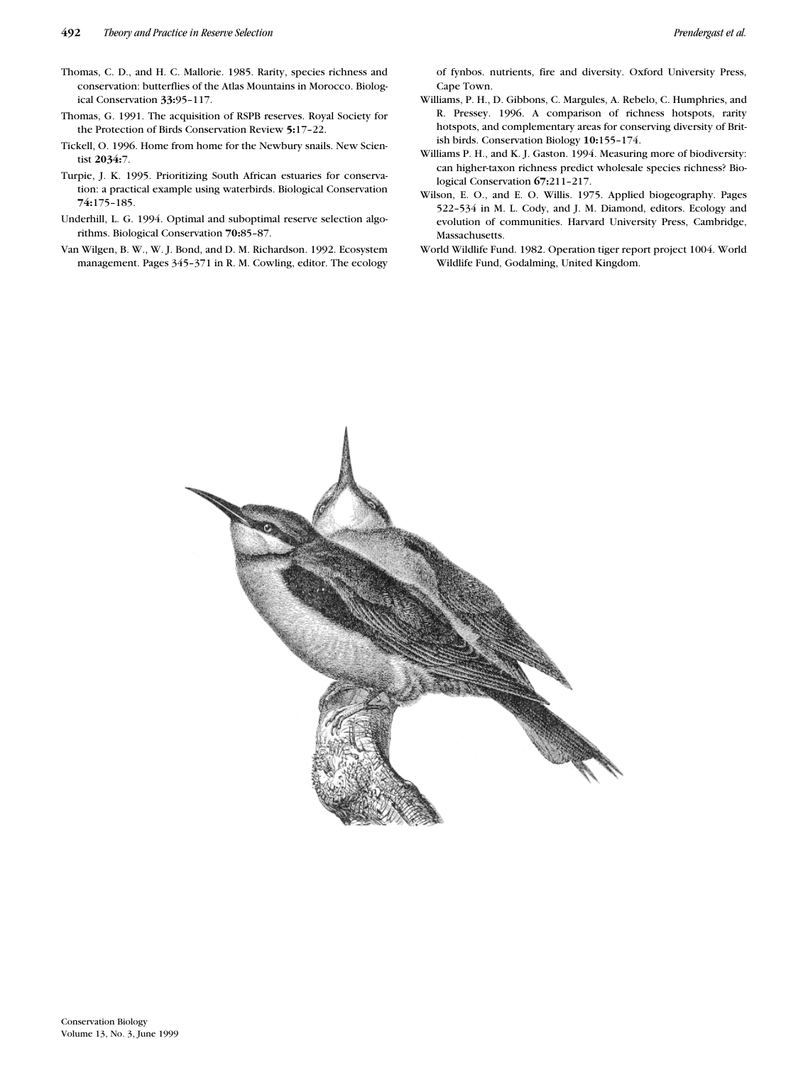Thomas, C. D., and H. C. Mallorie. 1985. Rarity, species richness and conservation: butterflies of the Atlas Mountains in Morocco. Biological Conservation **33:**95–117.

Thomas, G. 1991. The acquisition of RSPB reserves. Royal Society for the Protection of Birds Conservation Review **5:**17–22.

Tickell, O. 1996. Home from home for the Newbury snails. New Scientist **2034:**7.

Turpie, J. K. 1995. Prioritizing South African estuaries for conservation: a practical example using waterbirds. Biological Conservation **74:**175–185.

Underhill, L. G. 1994. Optimal and suboptimal reserve selection algorithms. Biological Conservation **70:**85–87.

Van Wilgen, B. W., W. J. Bond, and D. M. Richardson. 1992. Ecosystem management. Pages 345–371 in R. M. Cowling, editor. The ecology of fynbos. nutrients, fire and diversity. Oxford University Press, Cape Town.

Williams, P. H., D. Gibbons, C. Margules, A. Rebelo, C. Humphries, and R. Pressey. 1996. A comparison of richness hotspots, rarity hotspots, and complementary areas for conserving diversity of British birds. Conservation Biology **10:**155–174.

Williams P. H., and K. J. Gaston. 1994. Measuring more of biodiversity: can higher-taxon richness predict wholesale species richness? Biological Conservation **67:**211–217.

Wilson, E. O., and E. O. Willis. 1975. Applied biogeography. Pages 522–534 in M. L. Cody, and J. M. Diamond, editors. Ecology and evolution of communities. Harvard University Press, Cambridge, Massachusetts.

World Wildlife Fund. 1982. Operation tiger report project 1004. World Wildlife Fund, Godalming, United Kingdom.